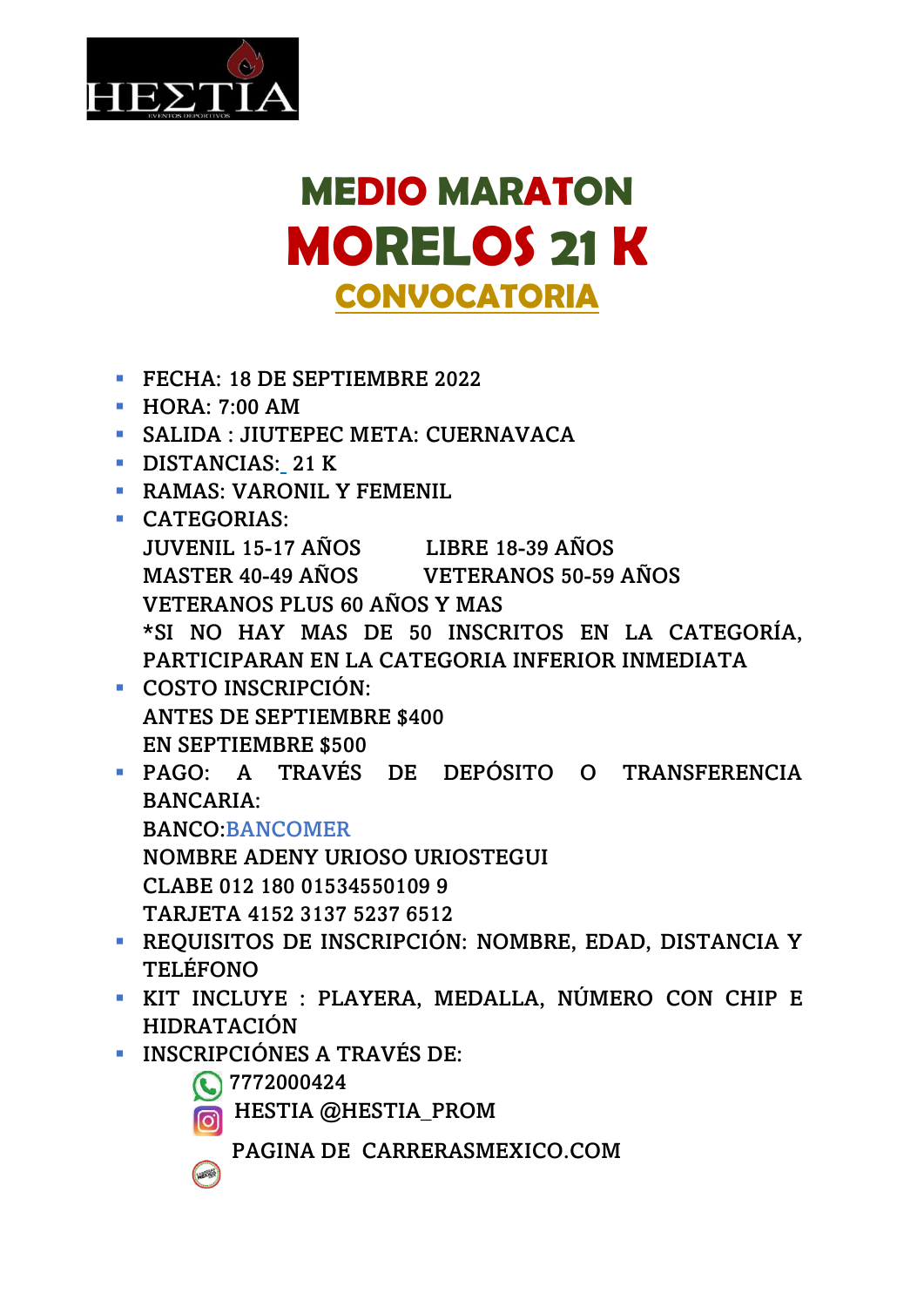HEΣTIA
EVENTOS DEPORTIVOS

# MEDIO MARATON
# MORELOS 21 K
## CONVOCATORIA

- FECHA: 18 DE SEPTIEMBRE 2022
- HORA: 7:00 AM
- SALIDA : JIUTEPEC META: CUERNAVACA
- DISTANCIAS: 21 K
- RAMAS: VARONIL Y FEMENIL
- CATEGORIAS:
  JUVENIL 15-17 AÑOS LIBRE 18-39 AÑOS
  MASTER 40-49 AÑOS VETERANOS 50-59 AÑOS
  VETERANOS PLUS 60 AÑOS Y MAS
  *SI NO HAY MAS DE 50 INSCRITOS EN LA CATEGORÍA, PARTICIPARAN EN LA CATEGORIA INFERIOR INMEDIATA
- COSTO INSCRIPCIÓN:
  ANTES DE SEPTIEMBRE $400
  EN SEPTIEMBRE $500
- PAGO: A TRAVÉS DE DEPÓSITO O TRANSFERENCIA BANCARIA:
  BANCO:BANCOMER
  NOMBRE ADENY URIOSO URIOSTEGUI
  CLABE 012 180 01534550109 9
  TARJETA 4152 3137 5237 6512
- REQUISITOS DE INSCRIPCIÓN: NOMBRE, EDAD, DISTANCIA Y TELÉFONO
- KIT INCLUYE : PLAYERA, MEDALLA, NÚMERO CON CHIP E HIDRATACIÓN
- INSCRIPCIÓNES A TRAVÉS DE:
  7772000424
  HESTIA @HESTIA_PROM
  PAGINA DE CARRERASMEXICO.COM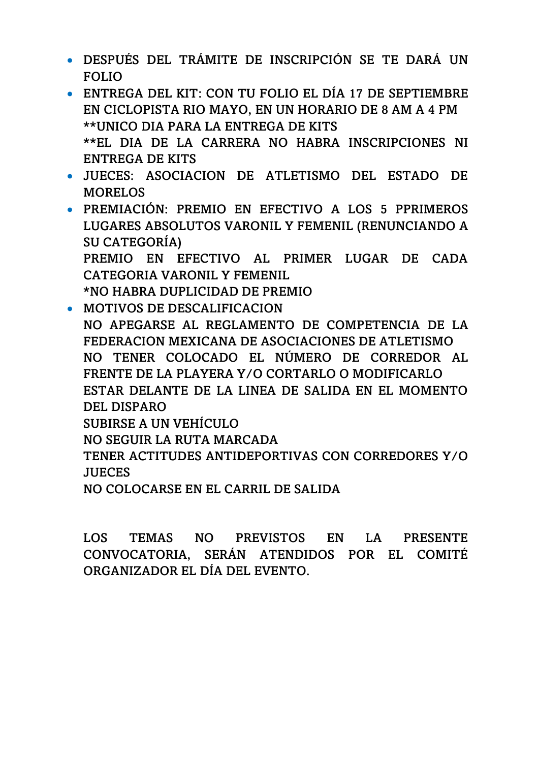- DESPUÉS DEL TRÁMITE DE INSCRIPCIÓN SE TE DARÁ UN FOLIO
- ENTREGA DEL KIT: CON TU FOLIO EL DÍA 17 DE SEPTIEMBRE EN CICLOPISTA RIO MAYO, EN UN HORARIO DE 8 AM A 4 PM
  **UNICO DIA PARA LA ENTREGA DE KITS
  **EL DIA DE LA CARRERA NO HABRA INSCRIPCIONES NI ENTREGA DE KITS
- JUECES: ASOCIACION DE ATLETISMO DEL ESTADO DE MORELOS
- PREMIACIÓN: PREMIO EN EFECTIVO A LOS 5 PPRIMEROS LUGARES ABSOLUTOS VARONIL Y FEMENIL (RENUNCIANDO A SU CATEGORÍA)
  PREMIO EN EFECTIVO AL PRIMER LUGAR DE CADA CATEGORIA VARONIL Y FEMENIL
  *NO HABRA DUPLICIDAD DE PREMIO
- MOTIVOS DE DESCALIFICACION
  NO APEGARSE AL REGLAMENTO DE COMPETENCIA DE LA FEDERACION MEXICANA DE ASOCIACIONES DE ATLETISMO
  NO TENER COLOCADO EL NÚMERO DE CORREDOR AL FRENTE DE LA PLAYERA Y/O CORTARLO O MODIFICARLO
  ESTAR DELANTE DE LA LINEA DE SALIDA EN EL MOMENTO DEL DISPARO
  SUBIRSE A UN VEHÍCULO
  NO SEGUIR LA RUTA MARCADA
  TENER ACTITUDES ANTIDEPORTIVAS CON CORREDORES Y/O JUECES
  NO COLOCARSE EN EL CARRIL DE SALIDA

LOS TEMAS NO PREVISTOS EN LA PRESENTE CONVOCATORIA, SERÁN ATENDIDOS POR EL COMITÉ ORGANIZADOR EL DÍA DEL EVENTO.